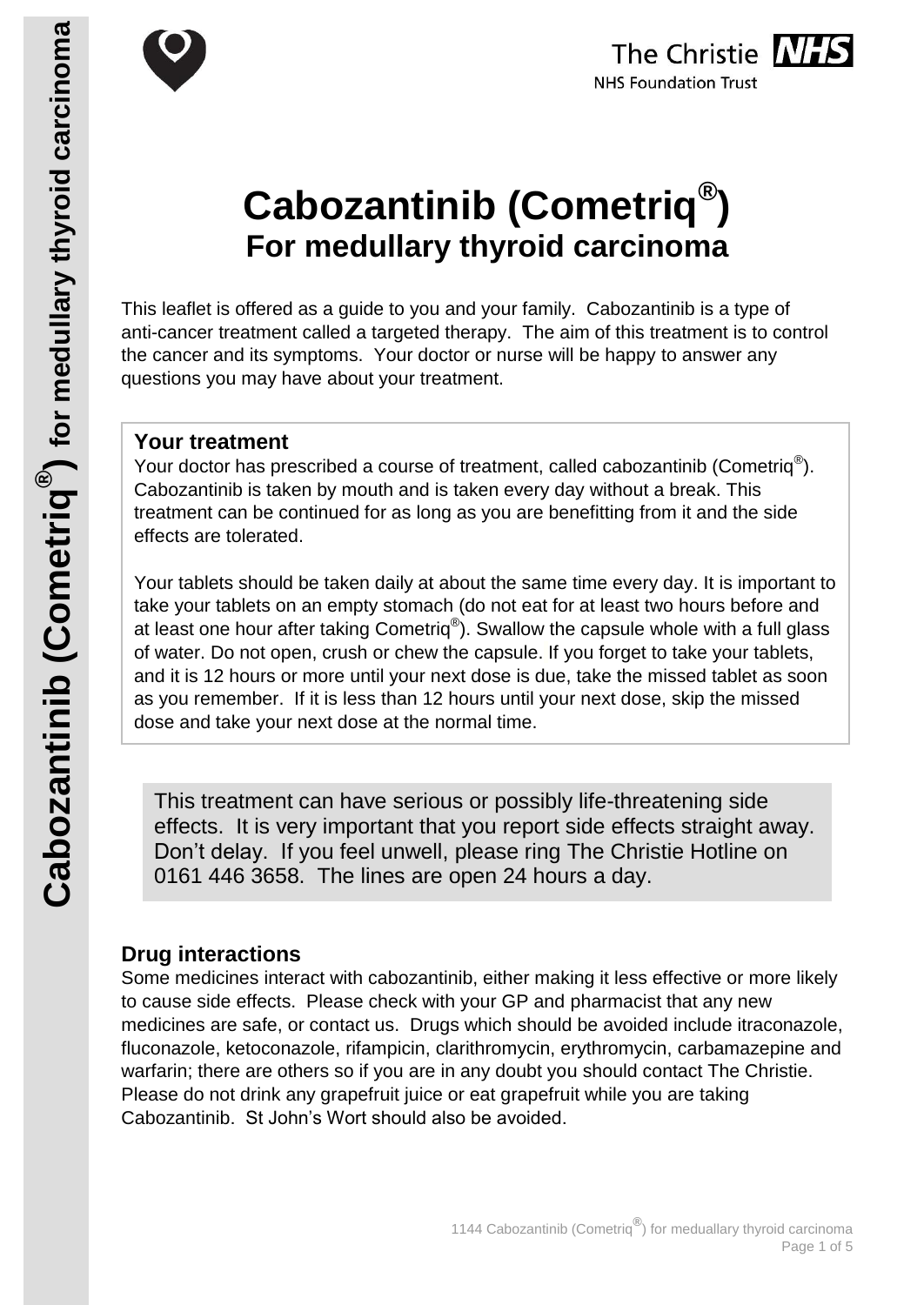# Cabozantinib (Cometriq®)
## For medullary thyroid carcinoma

This leaflet is offered as a guide to you and your family. Cabozantinib is a type of anti-cancer treatment called a targeted therapy. The aim of this treatment is to control the cancer and its symptoms. Your doctor or nurse will be happy to answer any questions you may have about your treatment.

### Your treatment

Your doctor has prescribed a course of treatment, called cabozantinib (Cometriq®). Cabozantinib is taken by mouth and is taken every day without a break. This treatment can be continued for as long as you are benefitting from it and the side effects are tolerated.

Your tablets should be taken daily at about the same time every day. It is important to take your tablets on an empty stomach (do not eat for at least two hours before and at least one hour after taking Cometriq®). Swallow the capsule whole with a full glass of water. Do not open, crush or chew the capsule. If you forget to take your tablets, and it is 12 hours or more until your next dose is due, take the missed tablet as soon as you remember. If it is less than 12 hours until your next dose, skip the missed dose and take your next dose at the normal time.

This treatment can have serious or possibly life-threatening side effects. It is very important that you report side effects straight away. Don't delay. If you feel unwell, please ring The Christie Hotline on 0161 446 3658. The lines are open 24 hours a day.

### Drug interactions

Some medicines interact with cabozantinib, either making it less effective or more likely to cause side effects. Please check with your GP and pharmacist that any new medicines are safe, or contact us. Drugs which should be avoided include itraconazole, fluconazole, ketoconazole, rifampicin, clarithromycin, erythromycin, carbamazepine and warfarin; there are others so if you are in any doubt you should contact The Christie. Please do not drink any grapefruit juice or eat grapefruit while you are taking Cabozantinib. St John's Wort should also be avoided.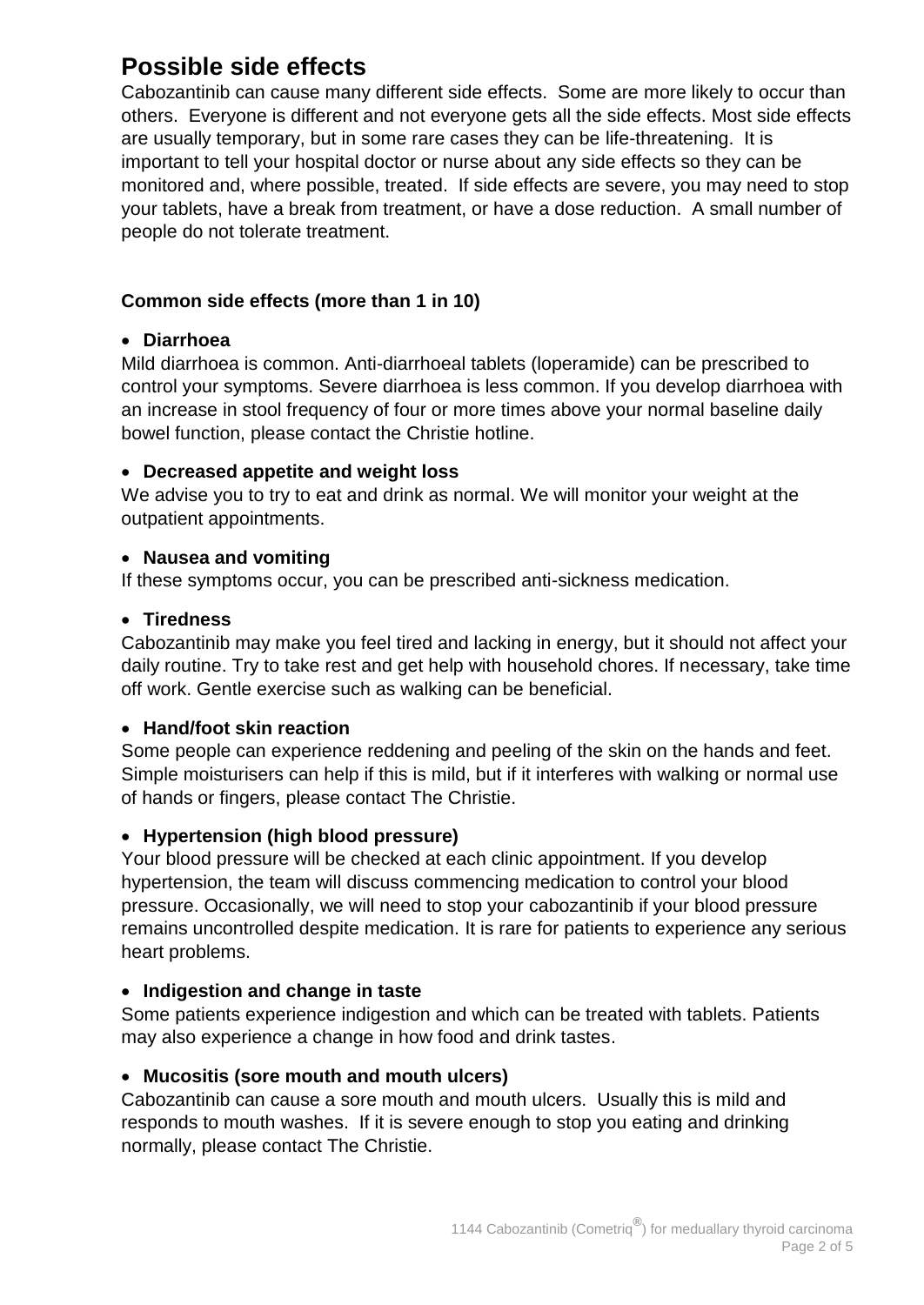## Possible side effects

Cabozantinib can cause many different side effects. Some are more likely to occur than others. Everyone is different and not everyone gets all the side effects. Most side effects are usually temporary, but in some rare cases they can be life-threatening. It is important to tell your hospital doctor or nurse about any side effects so they can be monitored and, where possible, treated. If side effects are severe, you may need to stop your tablets, have a break from treatment, or have a dose reduction. A small number of people do not tolerate treatment.

### Common side effects (more than 1 in 10)

- **Diarrhoea**

Mild diarrhoea is common. Anti-diarrhoeal tablets (loperamide) can be prescribed to control your symptoms. Severe diarrhoea is less common. If you develop diarrhoea with an increase in stool frequency of four or more times above your normal baseline daily bowel function, please contact the Christie hotline.

- **Decreased appetite and weight loss**

We advise you to try to eat and drink as normal. We will monitor your weight at the outpatient appointments.

- **Nausea and vomiting**

If these symptoms occur, you can be prescribed anti-sickness medication.

- **Tiredness**

Cabozantinib may make you feel tired and lacking in energy, but it should not affect your daily routine. Try to take rest and get help with household chores. If necessary, take time off work. Gentle exercise such as walking can be beneficial.

- **Hand/foot skin reaction**

Some people can experience reddening and peeling of the skin on the hands and feet. Simple moisturisers can help if this is mild, but if it interferes with walking or normal use of hands or fingers, please contact The Christie.

- **Hypertension (high blood pressure)**

Your blood pressure will be checked at each clinic appointment. If you develop hypertension, the team will discuss commencing medication to control your blood pressure. Occasionally, we will need to stop your cabozantinib if your blood pressure remains uncontrolled despite medication. It is rare for patients to experience any serious heart problems.

- **Indigestion and change in taste**

Some patients experience indigestion and which can be treated with tablets. Patients may also experience a change in how food and drink tastes.

- **Mucositis (sore mouth and mouth ulcers)**

Cabozantinib can cause a sore mouth and mouth ulcers. Usually this is mild and responds to mouth washes. If it is severe enough to stop you eating and drinking normally, please contact The Christie.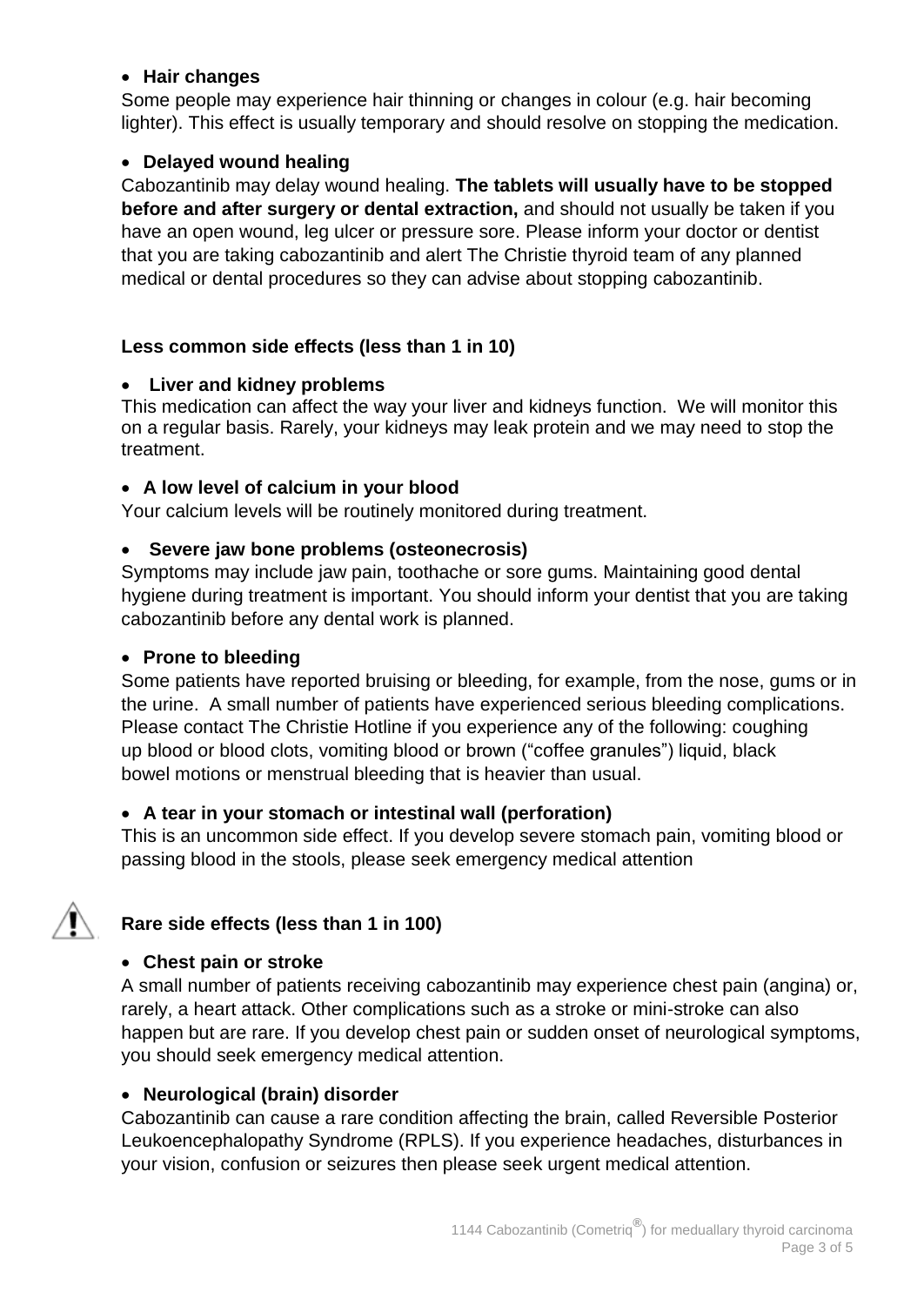- **Hair changes**

Some people may experience hair thinning or changes in colour (e.g. hair becoming lighter). This effect is usually temporary and should resolve on stopping the medication.

- **Delayed wound healing**

Cabozantinib may delay wound healing. **The tablets will usually have to be stopped before and after surgery or dental extraction,** and should not usually be taken if you have an open wound, leg ulcer or pressure sore. Please inform your doctor or dentist that you are taking cabozantinib and alert The Christie thyroid team of any planned medical or dental procedures so they can advise about stopping cabozantinib.

**Less common side effects (less than 1 in 10)**

- **Liver and kidney problems**

This medication can affect the way your liver and kidneys function. We will monitor this on a regular basis. Rarely, your kidneys may leak protein and we may need to stop the treatment.

- **A low level of calcium in your blood**

Your calcium levels will be routinely monitored during treatment.

- **Severe jaw bone problems (osteonecrosis)**

Symptoms may include jaw pain, toothache or sore gums. Maintaining good dental hygiene during treatment is important. You should inform your dentist that you are taking cabozantinib before any dental work is planned.

- **Prone to bleeding**

Some patients have reported bruising or bleeding, for example, from the nose, gums or in the urine. A small number of patients have experienced serious bleeding complications. Please contact The Christie Hotline if you experience any of the following: coughing up blood or blood clots, vomiting blood or brown ("coffee granules") liquid, black bowel motions or menstrual bleeding that is heavier than usual.

- **A tear in your stomach or intestinal wall (perforation)**

This is an uncommon side effect. If you develop severe stomach pain, vomiting blood or passing blood in the stools, please seek emergency medical attention

**Rare side effects (less than 1 in 100)**

- **Chest pain or stroke**

A small number of patients receiving cabozantinib may experience chest pain (angina) or, rarely, a heart attack. Other complications such as a stroke or mini-stroke can also happen but are rare. If you develop chest pain or sudden onset of neurological symptoms, you should seek emergency medical attention.

- **Neurological (brain) disorder**

Cabozantinib can cause a rare condition affecting the brain, called Reversible Posterior Leukoencephalopathy Syndrome (RPLS). If you experience headaches, disturbances in your vision, confusion or seizures then please seek urgent medical attention.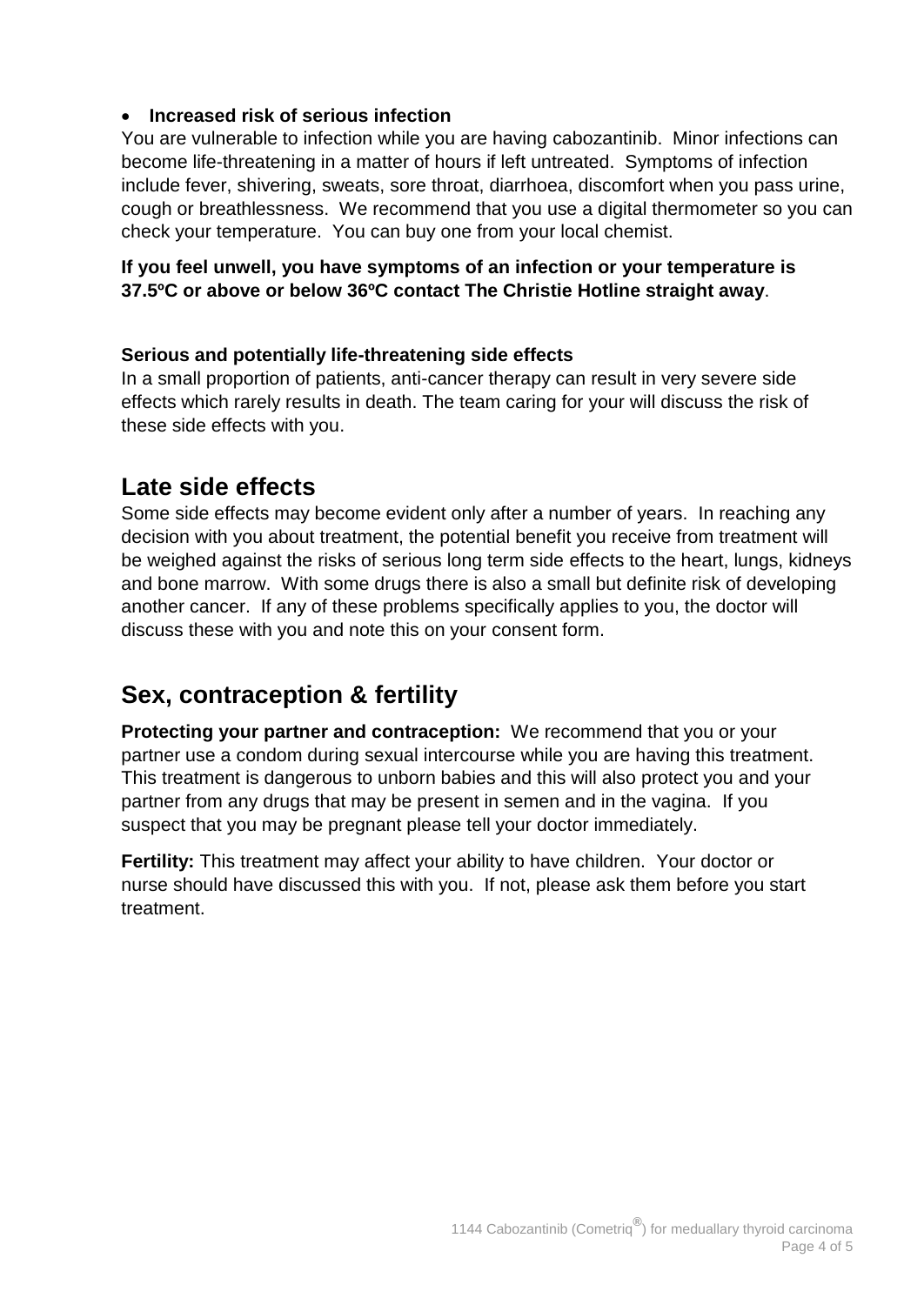- **Increased risk of serious infection**

You are vulnerable to infection while you are having cabozantinib. Minor infections can become life-threatening in a matter of hours if left untreated. Symptoms of infection include fever, shivering, sweats, sore throat, diarrhoea, discomfort when you pass urine, cough or breathlessness. We recommend that you use a digital thermometer so you can check your temperature. You can buy one from your local chemist.

**If you feel unwell, you have symptoms of an infection or your temperature is 37.5ºC or above or below 36ºC contact The Christie Hotline straight away**.

**Serious and potentially life-threatening side effects**

In a small proportion of patients, anti-cancer therapy can result in very severe side effects which rarely results in death. The team caring for your will discuss the risk of these side effects with you.

## Late side effects

Some side effects may become evident only after a number of years. In reaching any decision with you about treatment, the potential benefit you receive from treatment will be weighed against the risks of serious long term side effects to the heart, lungs, kidneys and bone marrow. With some drugs there is also a small but definite risk of developing another cancer. If any of these problems specifically applies to you, the doctor will discuss these with you and note this on your consent form.

## Sex, contraception & fertility

**Protecting your partner and contraception:** We recommend that you or your partner use a condom during sexual intercourse while you are having this treatment. This treatment is dangerous to unborn babies and this will also protect you and your partner from any drugs that may be present in semen and in the vagina. If you suspect that you may be pregnant please tell your doctor immediately.

**Fertility:** This treatment may affect your ability to have children. Your doctor or nurse should have discussed this with you. If not, please ask them before you start treatment.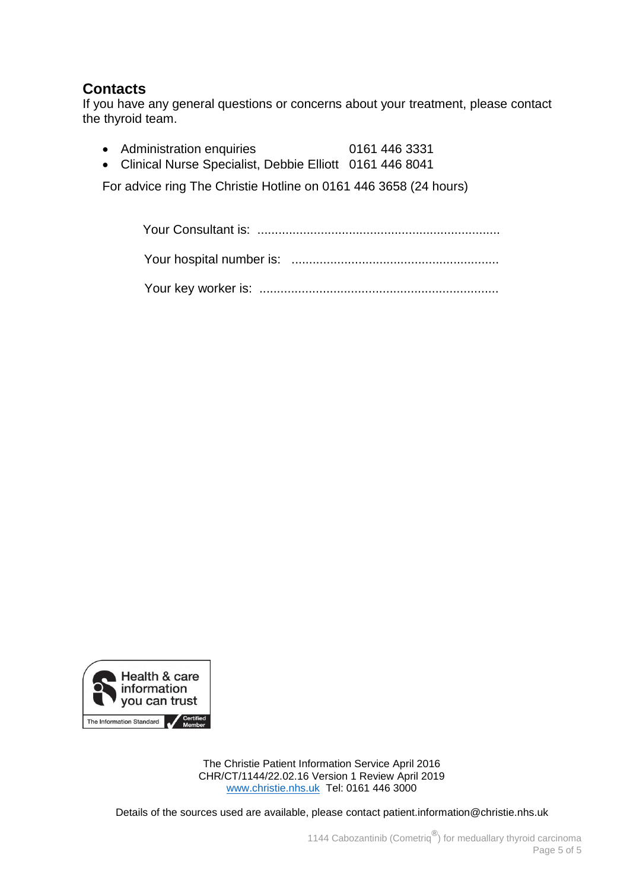## Contacts

If you have any general questions or concerns about your treatment, please contact the thyroid team.

- Administration enquiries 0161 446 3331
- Clinical Nurse Specialist, Debbie Elliott 0161 446 8041

For advice ring The Christie Hotline on 0161 446 3658 (24 hours)

Your Consultant is: ....................................................................

Your hospital number is: ..........................................................

Your key worker is: ...................................................................

Health & care information you can trust

The Information Standard Certified Member

The Christie Patient Information Service April 2016
CHR/CT/1144/22.02.16 Version 1 Review April 2019
www.christie.nhs.uk Tel: 0161 446 3000

Details of the sources used are available, please contact patient.information@christie.nhs.uk